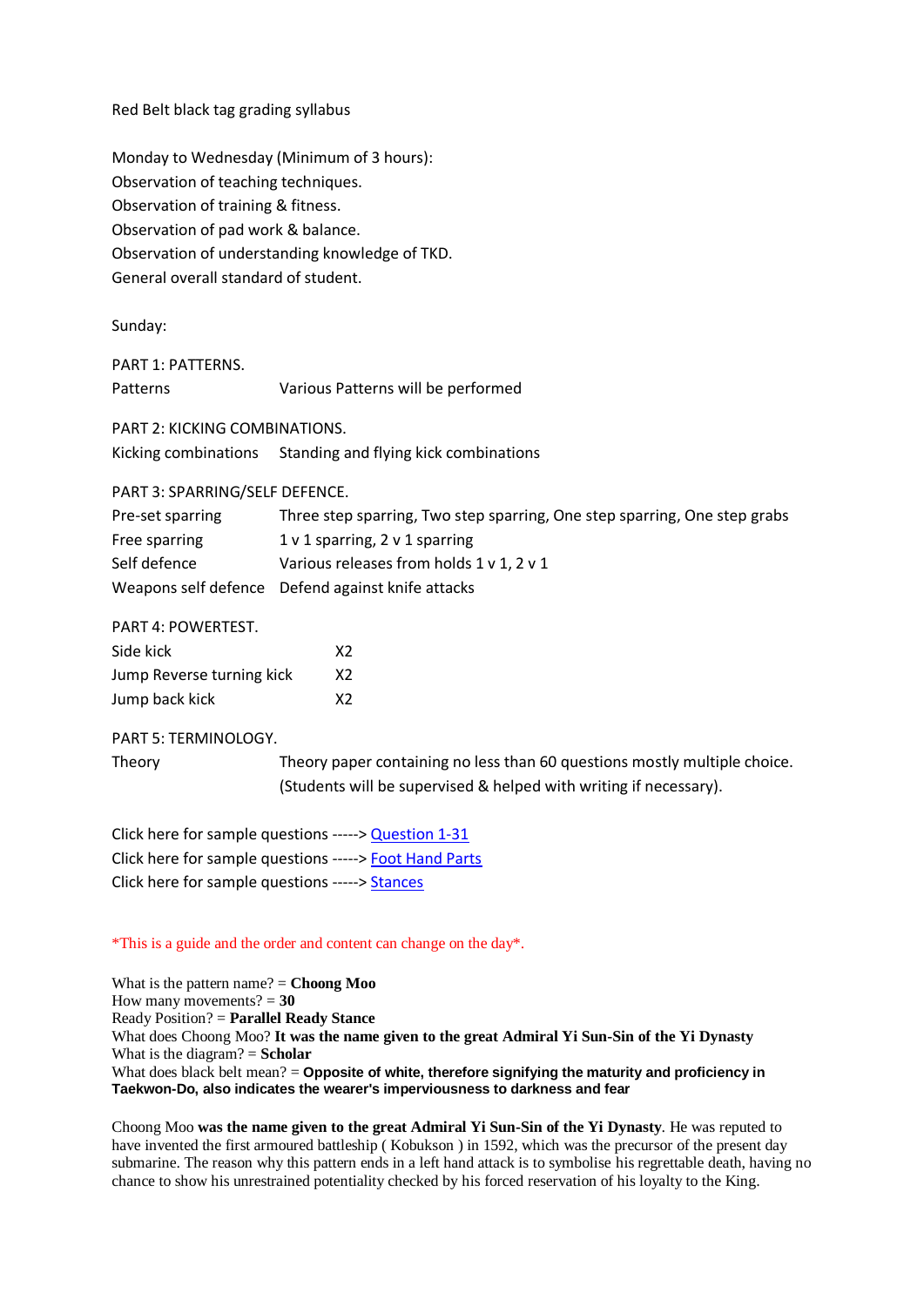Red Belt black tag grading syllabus

Monday to Wednesday (Minimum of 3 hours):
Observation of teaching techniques.
Observation of training & fitness.
Observation of pad work & balance.
Observation of understanding knowledge of TKD.
General overall standard of student.

Sunday:

PART 1: PATTERNS.

| | |
|---|---|
| Patterns | Various Patterns will be performed |

PART 2: KICKING COMBINATIONS.

| | |
|---|---|
| Kicking combinations | Standing and flying kick combinations |

PART 3: SPARRING/SELF DEFENCE.

| | |
|---|---|
| Pre-set sparring | Three step sparring, Two step sparring, One step sparring, One step grabs |
| Free sparring | 1 v 1 sparring, 2 v 1 sparring |
| Self defence | Various releases from holds 1 v 1, 2 v 1 |
| Weapons self defence | Defend against knife attacks |

PART 4: POWERTEST.

| | |
|---|---|
| Side kick | X2 |
| Jump Reverse turning kick | X2 |
| Jump back kick | X2 |

PART 5: TERMINOLOGY.

| | |
|---|---|
| Theory | Theory paper containing no less than 60 questions mostly multiple choice. (Students will be supervised & helped with writing if necessary). |

Click here for sample questions -----> Question 1-31
Click here for sample questions -----> Foot Hand Parts
Click here for sample questions -----> Stances

*This is a guide and the order and content can change on the day*.

What is the pattern name? = **Choong Moo**
How many movements? = **30**
Ready Position? = **Parallel Ready Stance**
What does Choong Moo? **It was the name given to the great Admiral Yi Sun-Sin of the Yi Dynasty**
What is the diagram? = **Scholar**
What does black belt mean? = **Opposite of white, therefore signifying the maturity and proficiency in Taekwon-Do, also indicates the wearer's imperviousness to darkness and fear**

Choong Moo **was the name given to the great Admiral Yi Sun-Sin of the Yi Dynasty**. He was reputed to have invented the first armoured battleship ( Kobukson ) in 1592, which was the precursor of the present day submarine. The reason why this pattern ends in a left hand attack is to symbolise his regrettable death, having no chance to show his unrestrained potentiality checked by his forced reservation of his loyalty to the King.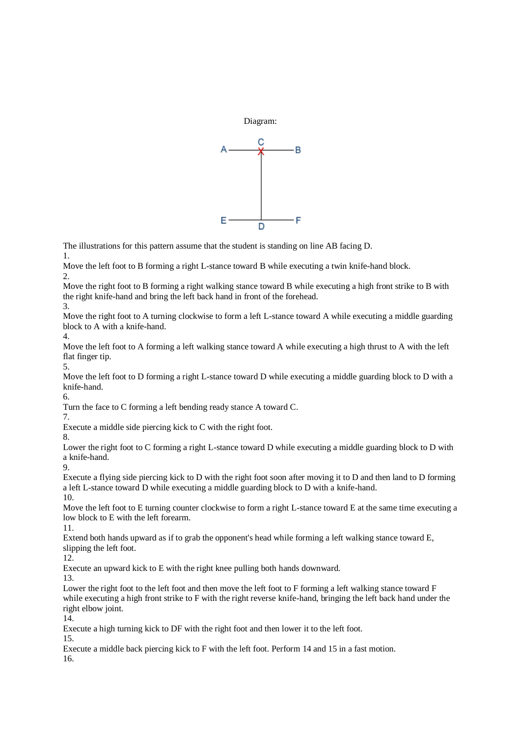Diagram:

The illustrations for this pattern assume that the student is standing on line AB facing D.

1.
Move the left foot to B forming a right L-stance toward B while executing a twin knife-hand block.

2.
Move the right foot to B forming a right walking stance toward B while executing a high front strike to B with the right knife-hand and bring the left back hand in front of the forehead.

3.
Move the right foot to A turning clockwise to form a left L-stance toward A while executing a middle guarding block to A with a knife-hand.

4.
Move the left foot to A forming a left walking stance toward A while executing a high thrust to A with the left flat finger tip.

5.
Move the left foot to D forming a right L-stance toward D while executing a middle guarding block to D with a knife-hand.

6.
Turn the face to C forming a left bending ready stance A toward C.

7.
Execute a middle side piercing kick to C with the right foot.

8.
Lower the right foot to C forming a right L-stance toward D while executing a middle guarding block to D with a knife-hand.

9.
Execute a flying side piercing kick to D with the right foot soon after moving it to D and then land to D forming a left L-stance toward D while executing a middle guarding block to D with a knife-hand.

10.
Move the left foot to E turning counter clockwise to form a right L-stance toward E at the same time executing a low block to E with the left forearm.

11.
Extend both hands upward as if to grab the opponent's head while forming a left walking stance toward E, slipping the left foot.

12.
Execute an upward kick to E with the right knee pulling both hands downward.

13.
Lower the right foot to the left foot and then move the left foot to F forming a left walking stance toward F while executing a high front strike to F with the right reverse knife-hand, bringing the left back hand under the right elbow joint.

14.
Execute a high turning kick to DF with the right foot and then lower it to the left foot.

15.
Execute a middle back piercing kick to F with the left foot. Perform 14 and 15 in a fast motion.

16.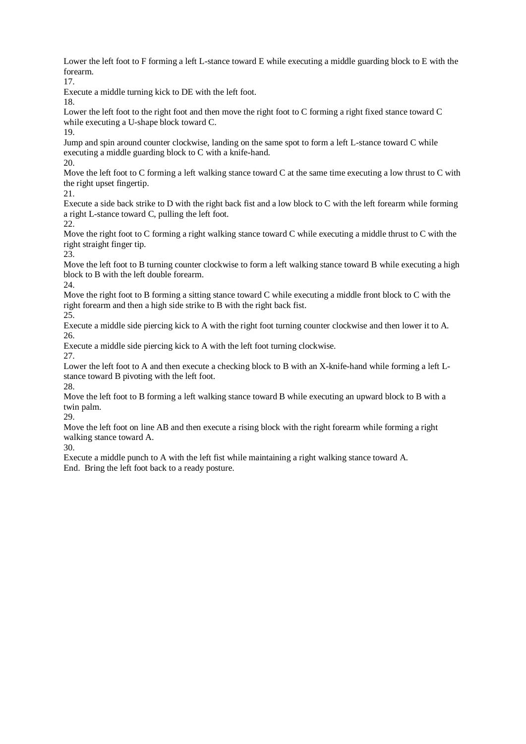Lower the left foot to F forming a left L-stance toward E while executing a middle guarding block to E with the forearm.

17.

Execute a middle turning kick to DE with the left foot.

18.

Lower the left foot to the right foot and then move the right foot to C forming a right fixed stance toward C while executing a U-shape block toward C.

19.

Jump and spin around counter clockwise, landing on the same spot to form a left L-stance toward C while executing a middle guarding block to C with a knife-hand.

20.

Move the left foot to C forming a left walking stance toward C at the same time executing a low thrust to C with the right upset fingertip.

21.

Execute a side back strike to D with the right back fist and a low block to C with the left forearm while forming a right L-stance toward C, pulling the left foot.

22.

Move the right foot to C forming a right walking stance toward C while executing a middle thrust to C with the right straight finger tip.

23.

Move the left foot to B turning counter clockwise to form a left walking stance toward B while executing a high block to B with the left double forearm.

24.

Move the right foot to B forming a sitting stance toward C while executing a middle front block to C with the right forearm and then a high side strike to B with the right back fist.

25.

Execute a middle side piercing kick to A with the right foot turning counter clockwise and then lower it to A.

26.

Execute a middle side piercing kick to A with the left foot turning clockwise.

27.

Lower the left foot to A and then execute a checking block to B with an X-knife-hand while forming a left L-stance toward B pivoting with the left foot.

28.

Move the left foot to B forming a left walking stance toward B while executing an upward block to B with a twin palm.

29.

Move the left foot on line AB and then execute a rising block with the right forearm while forming a right walking stance toward A.

30.

Execute a middle punch to A with the left fist while maintaining a right walking stance toward A.

End. Bring the left foot back to a ready posture.